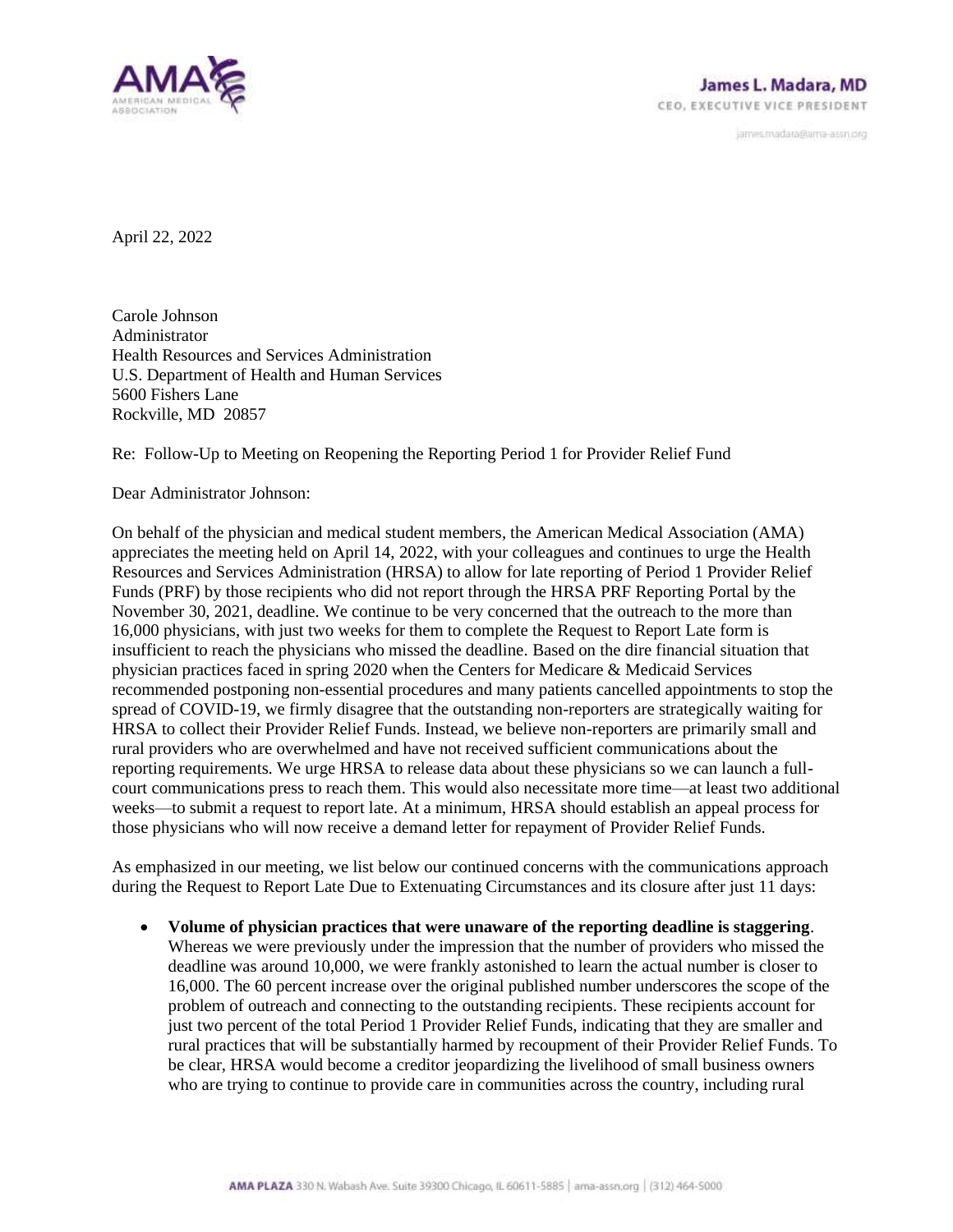AMA AMERICAN MEDICAL ASSOCIATION

**James L. Madara, MD**
CEO, EXECUTIVE VICE PRESIDENT

james.madara@ama-assn.org

April 22, 2022

Carole Johnson
Administrator
Health Resources and Services Administration
U.S. Department of Health and Human Services
5600 Fishers Lane
Rockville, MD 20857

Re: Follow-Up to Meeting on Reopening the Reporting Period 1 for Provider Relief Fund

Dear Administrator Johnson:

On behalf of the physician and medical student members, the American Medical Association (AMA) appreciates the meeting held on April 14, 2022, with your colleagues and continues to urge the Health Resources and Services Administration (HRSA) to allow for late reporting of Period 1 Provider Relief Funds (PRF) by those recipients who did not report through the HRSA PRF Reporting Portal by the November 30, 2021, deadline. We continue to be very concerned that the outreach to the more than 16,000 physicians, with just two weeks for them to complete the Request to Report Late form is insufficient to reach the physicians who missed the deadline. Based on the dire financial situation that physician practices faced in spring 2020 when the Centers for Medicare & Medicaid Services recommended postponing non-essential procedures and many patients cancelled appointments to stop the spread of COVID-19, we firmly disagree that the outstanding non-reporters are strategically waiting for HRSA to collect their Provider Relief Funds. Instead, we believe non-reporters are primarily small and rural providers who are overwhelmed and have not received sufficient communications about the reporting requirements. We urge HRSA to release data about these physicians so we can launch a full-court communications press to reach them. This would also necessitate more time—at least two additional weeks—to submit a request to report late. At a minimum, HRSA should establish an appeal process for those physicians who will now receive a demand letter for repayment of Provider Relief Funds.

As emphasized in our meeting, we list below our continued concerns with the communications approach during the Request to Report Late Due to Extenuating Circumstances and its closure after just 11 days:

- **Volume of physician practices that were unaware of the reporting deadline is staggering**. Whereas we were previously under the impression that the number of providers who missed the deadline was around 10,000, we were frankly astonished to learn the actual number is closer to 16,000. The 60 percent increase over the original published number underscores the scope of the problem of outreach and connecting to the outstanding recipients. These recipients account for just two percent of the total Period 1 Provider Relief Funds, indicating that they are smaller and rural practices that will be substantially harmed by recoupment of their Provider Relief Funds. To be clear, HRSA would become a creditor jeopardizing the livelihood of small business owners who are trying to continue to provide care in communities across the country, including rural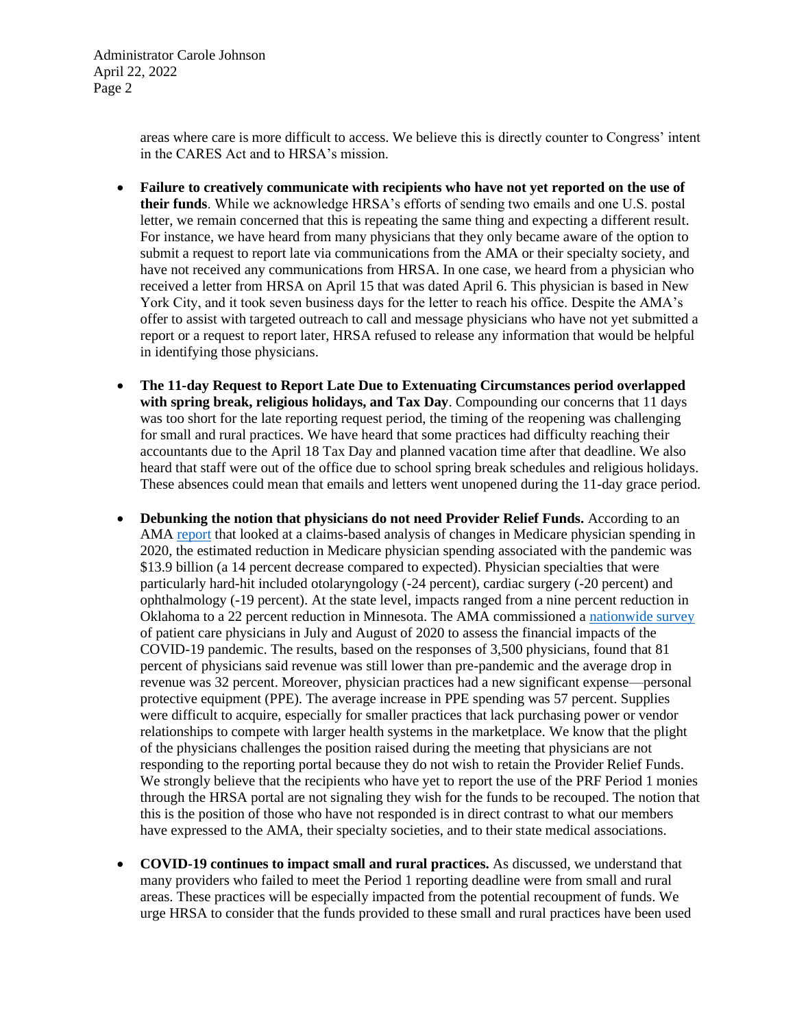areas where care is more difficult to access. We believe this is directly counter to Congress' intent in the CARES Act and to HRSA's mission.

- **Failure to creatively communicate with recipients who have not yet reported on the use of their funds**. While we acknowledge HRSA's efforts of sending two emails and one U.S. postal letter, we remain concerned that this is repeating the same thing and expecting a different result. For instance, we have heard from many physicians that they only became aware of the option to submit a request to report late via communications from the AMA or their specialty society, and have not received any communications from HRSA. In one case, we heard from a physician who received a letter from HRSA on April 15 that was dated April 6. This physician is based in New York City, and it took seven business days for the letter to reach his office. Despite the AMA's offer to assist with targeted outreach to call and message physicians who have not yet submitted a report or a request to report later, HRSA refused to release any information that would be helpful in identifying those physicians.

- **The 11-day Request to Report Late Due to Extenuating Circumstances period overlapped with spring break, religious holidays, and Tax Day**. Compounding our concerns that 11 days was too short for the late reporting request period, the timing of the reopening was challenging for small and rural practices. We have heard that some practices had difficulty reaching their accountants due to the April 18 Tax Day and planned vacation time after that deadline. We also heard that staff were out of the office due to school spring break schedules and religious holidays. These absences could mean that emails and letters went unopened during the 11-day grace period.

- **Debunking the notion that physicians do not need Provider Relief Funds.** According to an AMA report that looked at a claims-based analysis of changes in Medicare physician spending in 2020, the estimated reduction in Medicare physician spending associated with the pandemic was $13.9 billion (a 14 percent decrease compared to expected). Physician specialties that were particularly hard-hit included otolaryngology (-24 percent), cardiac surgery (-20 percent) and ophthalmology (-19 percent). At the state level, impacts ranged from a nine percent reduction in Oklahoma to a 22 percent reduction in Minnesota. The AMA commissioned a nationwide survey of patient care physicians in July and August of 2020 to assess the financial impacts of the COVID-19 pandemic. The results, based on the responses of 3,500 physicians, found that 81 percent of physicians said revenue was still lower than pre-pandemic and the average drop in revenue was 32 percent. Moreover, physician practices had a new significant expense—personal protective equipment (PPE). The average increase in PPE spending was 57 percent. Supplies were difficult to acquire, especially for smaller practices that lack purchasing power or vendor relationships to compete with larger health systems in the marketplace. We know that the plight of the physicians challenges the position raised during the meeting that physicians are not responding to the reporting portal because they do not wish to retain the Provider Relief Funds. We strongly believe that the recipients who have yet to report the use of the PRF Period 1 monies through the HRSA portal are not signaling they wish for the funds to be recouped. The notion that this is the position of those who have not responded is in direct contrast to what our members have expressed to the AMA, their specialty societies, and to their state medical associations.

- **COVID-19 continues to impact small and rural practices.** As discussed, we understand that many providers who failed to meet the Period 1 reporting deadline were from small and rural areas. These practices will be especially impacted from the potential recoupment of funds. We urge HRSA to consider that the funds provided to these small and rural practices have been used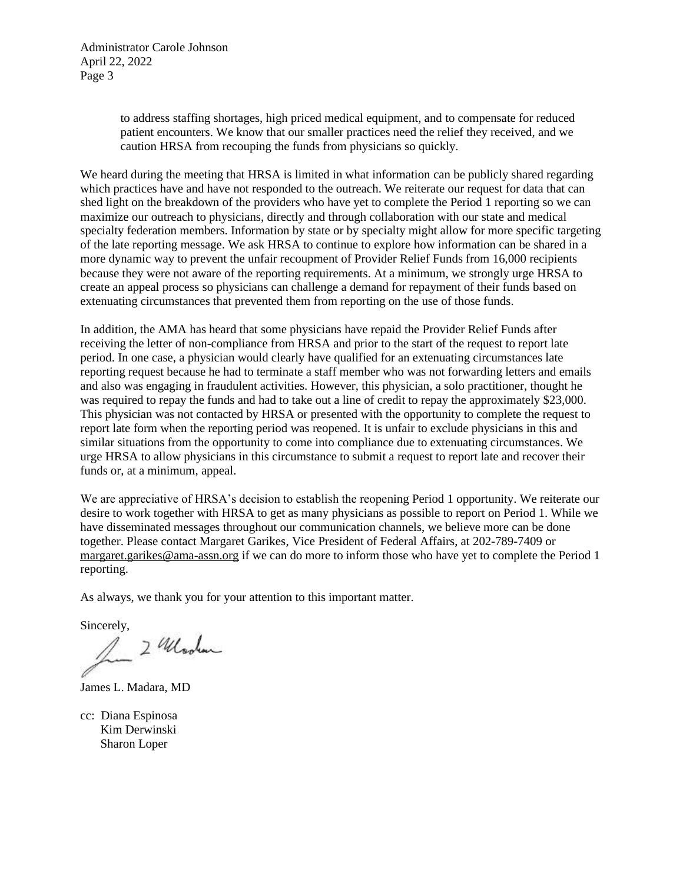to address staffing shortages, high priced medical equipment, and to compensate for reduced patient encounters. We know that our smaller practices need the relief they received, and we caution HRSA from recouping the funds from physicians so quickly.

We heard during the meeting that HRSA is limited in what information can be publicly shared regarding which practices have and have not responded to the outreach. We reiterate our request for data that can shed light on the breakdown of the providers who have yet to complete the Period 1 reporting so we can maximize our outreach to physicians, directly and through collaboration with our state and medical specialty federation members. Information by state or by specialty might allow for more specific targeting of the late reporting message. We ask HRSA to continue to explore how information can be shared in a more dynamic way to prevent the unfair recoupment of Provider Relief Funds from 16,000 recipients because they were not aware of the reporting requirements. At a minimum, we strongly urge HRSA to create an appeal process so physicians can challenge a demand for repayment of their funds based on extenuating circumstances that prevented them from reporting on the use of those funds.

In addition, the AMA has heard that some physicians have repaid the Provider Relief Funds after receiving the letter of non-compliance from HRSA and prior to the start of the request to report late period. In one case, a physician would clearly have qualified for an extenuating circumstances late reporting request because he had to terminate a staff member who was not forwarding letters and emails and also was engaging in fraudulent activities. However, this physician, a solo practitioner, thought he was required to repay the funds and had to take out a line of credit to repay the approximately $23,000. This physician was not contacted by HRSA or presented with the opportunity to complete the request to report late form when the reporting period was reopened. It is unfair to exclude physicians in this and similar situations from the opportunity to come into compliance due to extenuating circumstances. We urge HRSA to allow physicians in this circumstance to submit a request to report late and recover their funds or, at a minimum, appeal.

We are appreciative of HRSA's decision to establish the reopening Period 1 opportunity. We reiterate our desire to work together with HRSA to get as many physicians as possible to report on Period 1. While we have disseminated messages throughout our communication channels, we believe more can be done together. Please contact Margaret Garikes, Vice President of Federal Affairs, at 202-789-7409 or margaret.garikes@ama-assn.org if we can do more to inform those who have yet to complete the Period 1 reporting.

As always, we thank you for your attention to this important matter.

Sincerely,

James L. Madara, MD

cc: Diana Espinosa
Kim Derwinski
Sharon Loper